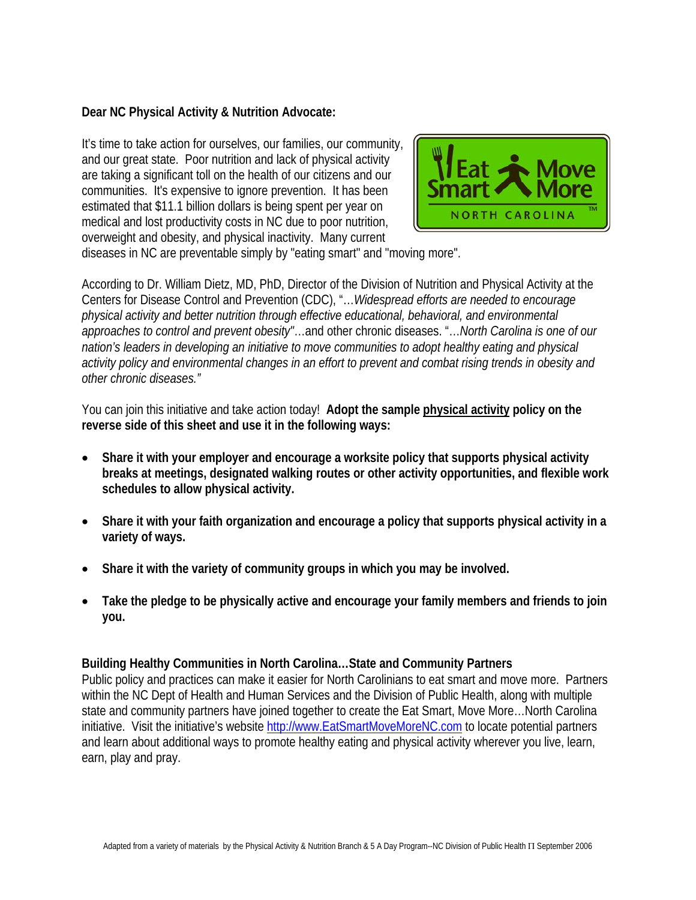**Dear NC Physical Activity & Nutrition Advocate:**

It's time to take action for ourselves, our families, our community, and our great state. Poor nutrition and lack of physical activity are taking a significant toll on the health of our citizens and our communities. It's expensive to ignore prevention. It has been estimated that $11.1 billion dollars is being spent per year on medical and lost productivity costs in NC due to poor nutrition, overweight and obesity, and physical inactivity. Many current diseases in NC are preventable simply by "eating smart" and "moving more".

According to Dr. William Dietz, MD, PhD, Director of the Division of Nutrition and Physical Activity at the Centers for Disease Control and Prevention (CDC), "…*Widespread efforts are needed to encourage physical activity and better nutrition through effective educational, behavioral, and environmental approaches to control and prevent obesity*"…and other chronic diseases. "…*North Carolina is one of our nation's leaders in developing an initiative to move communities to adopt healthy eating and physical activity policy and environmental changes in an effort to prevent and combat rising trends in obesity and other chronic diseases.*"

You can join this initiative and take action today! **Adopt the sample <u>physical activity</u> policy on the reverse side of this sheet and use it in the following ways:**

- **Share it with your employer and encourage a worksite policy that supports physical activity breaks at meetings, designated walking routes or other activity opportunities, and flexible work schedules to allow physical activity.**
- **Share it with your faith organization and encourage a policy that supports physical activity in a variety of ways.**
- **Share it with the variety of community groups in which you may be involved.**
- **Take the pledge to be physically active and encourage your family members and friends to join you.**

**Building Healthy Communities in North Carolina…State and Community Partners**

Public policy and practices can make it easier for North Carolinians to eat smart and move more. Partners within the NC Dept of Health and Human Services and the Division of Public Health, along with multiple state and community partners have joined together to create the Eat Smart, Move More…North Carolina initiative. Visit the initiative's website http://www.EatSmartMoveMoreNC.com to locate potential partners and learn about additional ways to promote healthy eating and physical activity wherever you live, learn, earn, play and pray.

Adapted from a variety of materials by the Physical Activity & Nutrition Branch & 5 A Day Program--NC Division of Public Health Π September 2006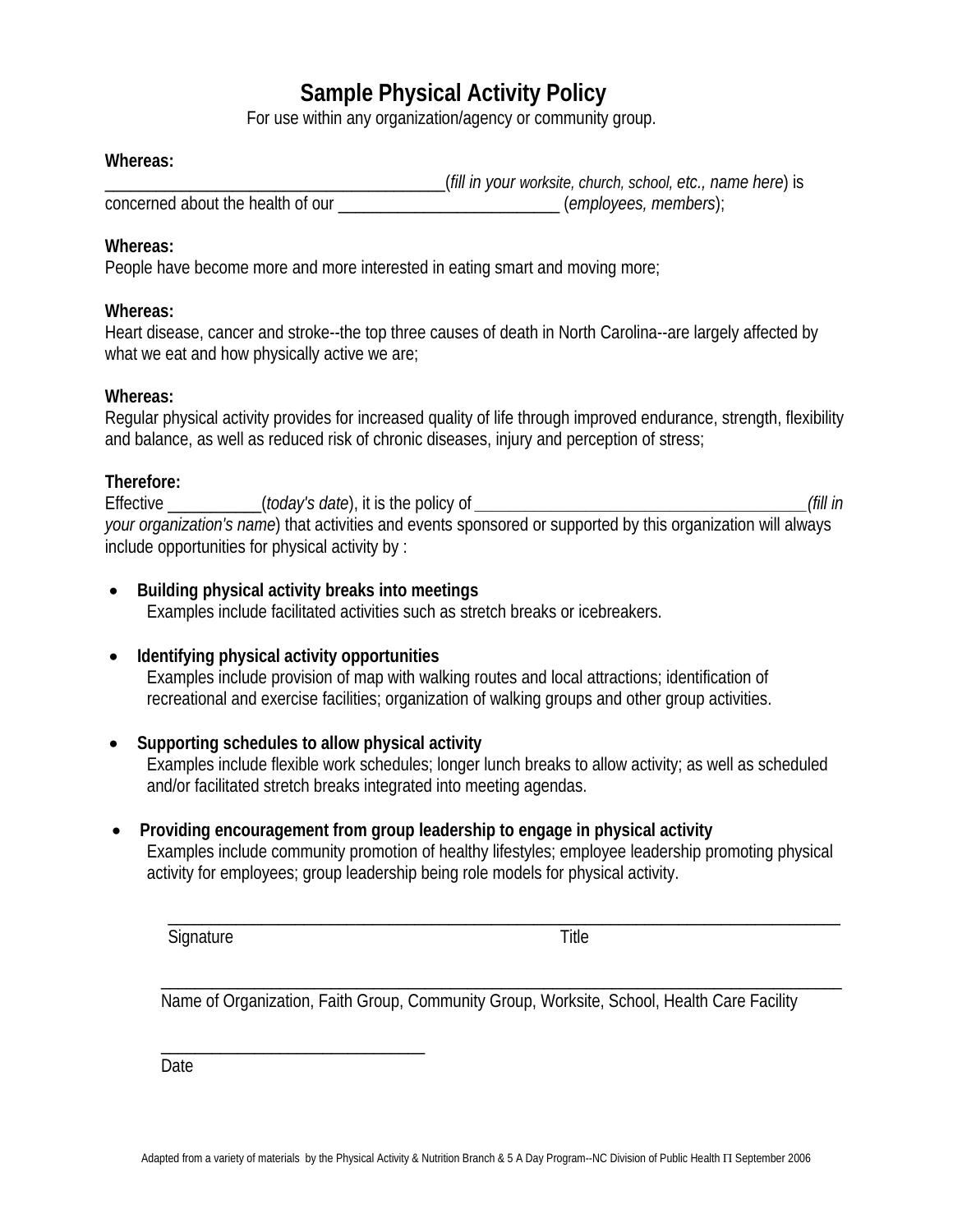# Sample Physical Activity Policy

For use within any organization/agency or community group.

**Whereas:**
________________________________________(*fill in your worksite, church, school, etc., name here*) is concerned about the health of our __________________________ (*employees, members*);

**Whereas:**
People have become more and more interested in eating smart and moving more;

**Whereas:**
Heart disease, cancer and stroke--the top three causes of death in North Carolina--are largely affected by what we eat and how physically active we are;

**Whereas:**
Regular physical activity provides for increased quality of life through improved endurance, strength, flexibility and balance, as well as reduced risk of chronic diseases, injury and perception of stress;

**Therefore:**
Effective ___________(*today's date*), it is the policy of ________________________________________*(fill in your organization's name*) that activities and events sponsored or supported by this organization will always include opportunities for physical activity by :

- **Building physical activity breaks into meetings**
  Examples include facilitated activities such as stretch breaks or icebreakers.

- **Identifying physical activity opportunities**
  Examples include provision of map with walking routes and local attractions; identification of recreational and exercise facilities; organization of walking groups and other group activities.

- **Supporting schedules to allow physical activity**
  Examples include flexible work schedules; longer lunch breaks to allow activity; as well as scheduled and/or facilitated stretch breaks integrated into meeting agendas.

- **Providing encouragement from group leadership to engage in physical activity**
  Examples include community promotion of healthy lifestyles; employee leadership promoting physical activity for employees; group leadership being role models for physical activity.

________________________________________________________________________________
Signature Title

________________________________________________________________________________
Name of Organization, Faith Group, Community Group, Worksite, School, Health Care Facility

________________________________
Date

Adapted from a variety of materials by the Physical Activity & Nutrition Branch & 5 A Day Program--NC Division of Public Health Π September 2006